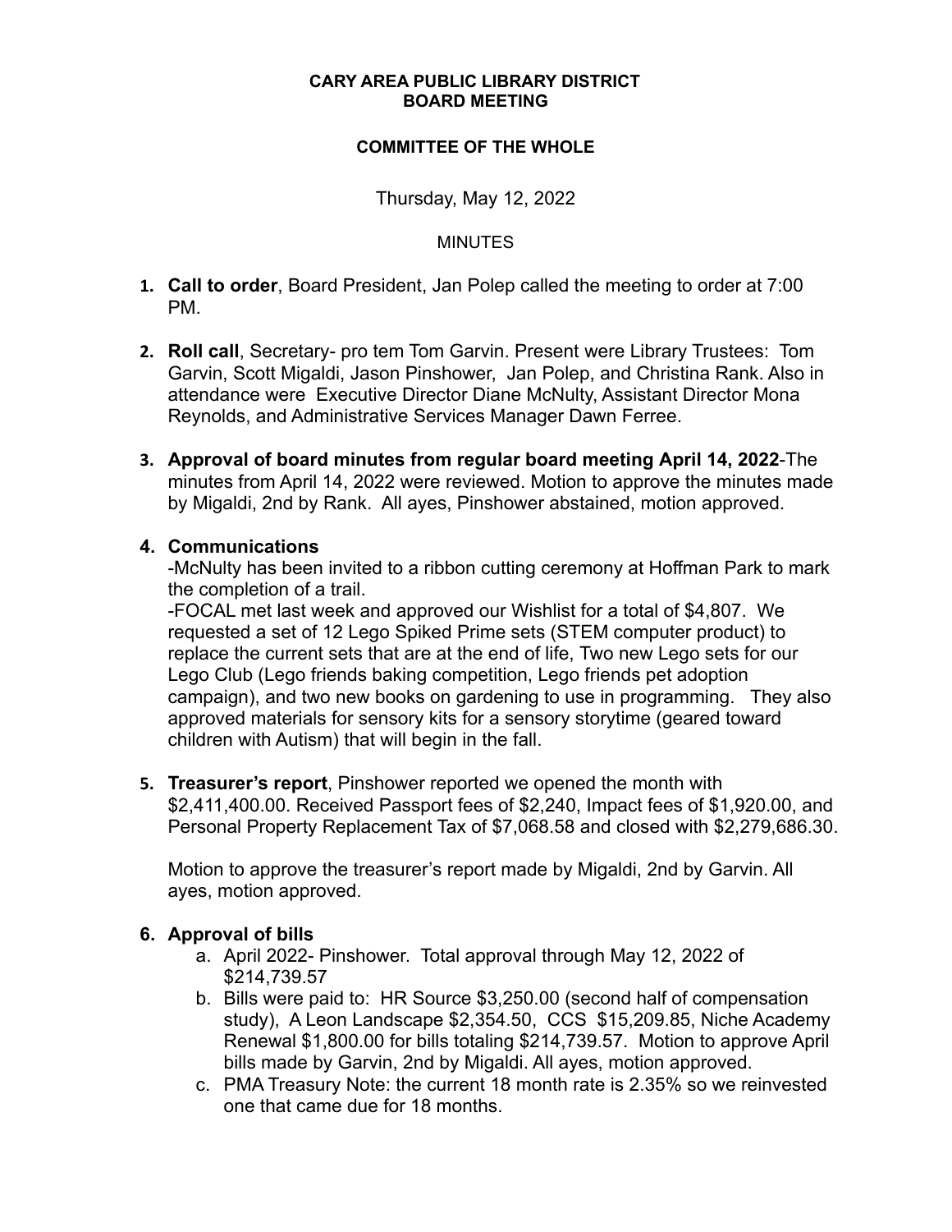**CARY AREA PUBLIC LIBRARY DISTRICT**
**BOARD MEETING**

**COMMITTEE OF THE WHOLE**

Thursday, May 12, 2022

MINUTES

1. **Call to order**, Board President, Jan Polep called the meeting to order at 7:00 PM.

2. **Roll call**, Secretary- pro tem Tom Garvin. Present were Library Trustees: Tom Garvin, Scott Migaldi, Jason Pinshower, Jan Polep, and Christina Rank. Also in attendance were Executive Director Diane McNulty, Assistant Director Mona Reynolds, and Administrative Services Manager Dawn Ferree.

3. **Approval of board minutes from regular board meeting April 14, 2022**-The minutes from April 14, 2022 were reviewed. Motion to approve the minutes made by Migaldi, 2nd by Rank. All ayes, Pinshower abstained, motion approved.

4. **Communications**
   -McNulty has been invited to a ribbon cutting ceremony at Hoffman Park to mark the completion of a trail.
   -FOCAL met last week and approved our Wishlist for a total of $4,807. We requested a set of 12 Lego Spiked Prime sets (STEM computer product) to replace the current sets that are at the end of life, Two new Lego sets for our Lego Club (Lego friends baking competition, Lego friends pet adoption campaign), and two new books on gardening to use in programming. They also approved materials for sensory kits for a sensory storytime (geared toward children with Autism) that will begin in the fall.

5. **Treasurer's report**, Pinshower reported we opened the month with $2,411,400.00. Received Passport fees of $2,240, Impact fees of $1,920.00, and Personal Property Replacement Tax of $7,068.58 and closed with $2,279,686.30.

   Motion to approve the treasurer's report made by Migaldi, 2nd by Garvin. All ayes, motion approved.

6. **Approval of bills**
   a. April 2022- Pinshower. Total approval through May 12, 2022 of $214,739.57
   b. Bills were paid to: HR Source $3,250.00 (second half of compensation study), A Leon Landscape $2,354.50, CCS $15,209.85, Niche Academy Renewal $1,800.00 for bills totaling $214,739.57. Motion to approve April bills made by Garvin, 2nd by Migaldi. All ayes, motion approved.
   c. PMA Treasury Note: the current 18 month rate is 2.35% so we reinvested one that came due for 18 months.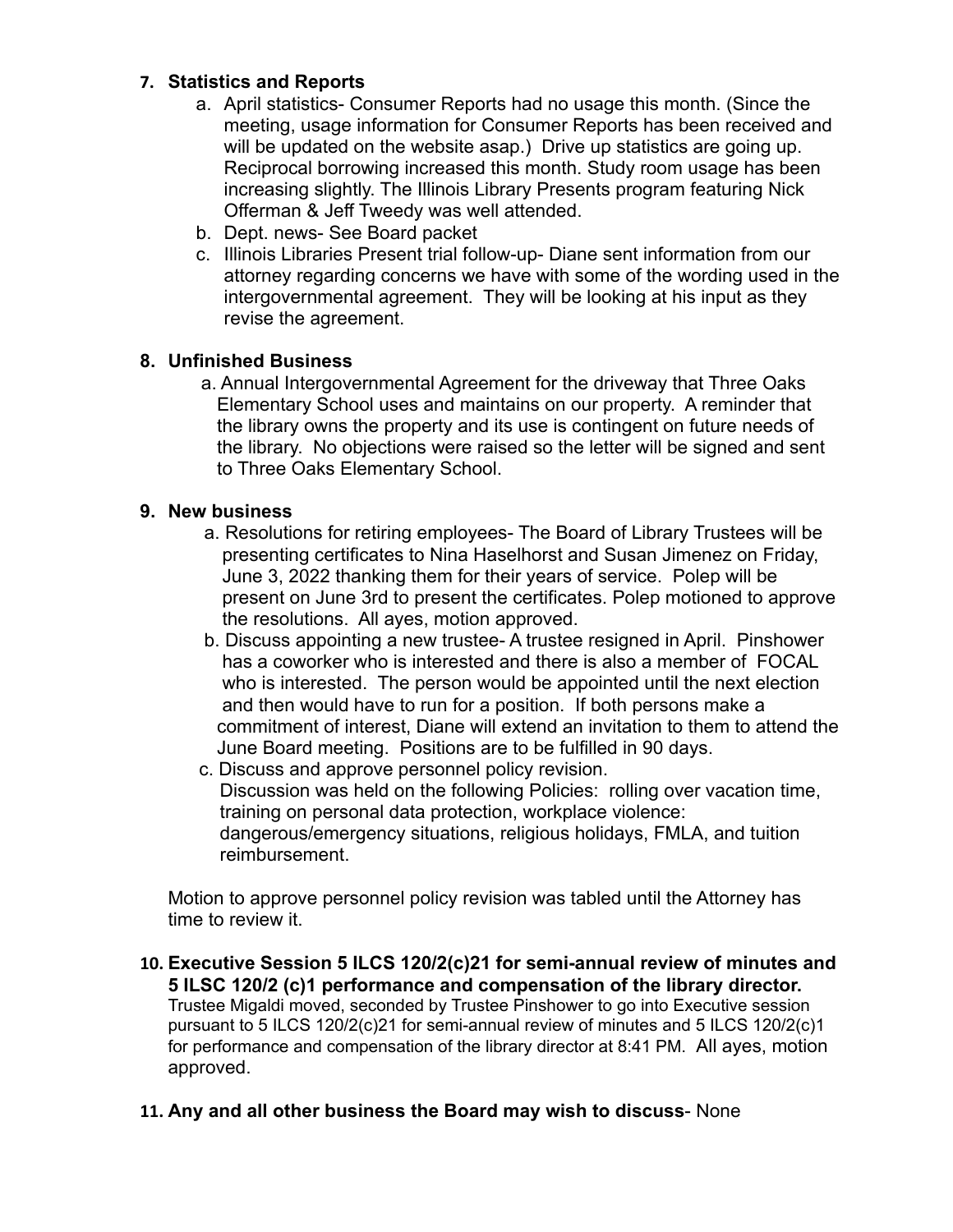7. **Statistics and Reports**
    a. April statistics- Consumer Reports had no usage this month. (Since the meeting, usage information for Consumer Reports has been received and will be updated on the website asap.)  Drive up statistics are going up. Reciprocal borrowing increased this month. Study room usage has been increasing slightly. The Illinois Library Presents program featuring Nick Offerman & Jeff Tweedy was well attended.
    b. Dept. news- See Board packet
    c. Illinois Libraries Present trial follow-up- Diane sent information from our attorney regarding concerns we have with some of the wording used in the intergovernmental agreement.  They will be looking at his input as they revise the agreement.

8. **Unfinished Business**
    a. Annual Intergovernmental Agreement for the driveway that Three Oaks Elementary School uses and maintains on our property.  A reminder that the library owns the property and its use is contingent on future needs of the library.  No objections were raised so the letter will be signed and sent to Three Oaks Elementary School.

9. **New business**
    a. Resolutions for retiring employees- The Board of Library Trustees will be presenting certificates to Nina Haselhorst and Susan Jimenez on Friday, June 3, 2022 thanking them for their years of service.  Polep will be present on June 3rd to present the certificates. Polep motioned to approve the resolutions.  All ayes, motion approved.
    b. Discuss appointing a new trustee- A trustee resigned in April.  Pinshower has a coworker who is interested and there is also a member of  FOCAL who is interested.  The person would be appointed until the next election and then would have to run for a position.  If both persons make a commitment of interest, Diane will extend an invitation to them to attend the June Board meeting.  Positions are to be fulfilled in 90 days.
    c. Discuss and approve personnel policy revision.
    Discussion was held on the following Policies:  rolling over vacation time, training on personal data protection, workplace violence: dangerous/emergency situations, religious holidays, FMLA, and tuition reimbursement.

    Motion to approve personnel policy revision was tabled until the Attorney has time to review it.

10. **Executive Session 5 ILCS 120/2(c)21 for semi-annual review of minutes and 5 ILSC 120/2 (c)1 performance and compensation of the library director.**
    Trustee Migaldi moved, seconded by Trustee Pinshower to go into Executive session pursuant to 5 ILCS 120/2(c)21 for semi-annual review of minutes and 5 ILCS 120/2(c)1 for performance and compensation of the library director at 8:41 PM.  All ayes, motion approved.

11. **Any and all other business the Board may wish to discuss**- None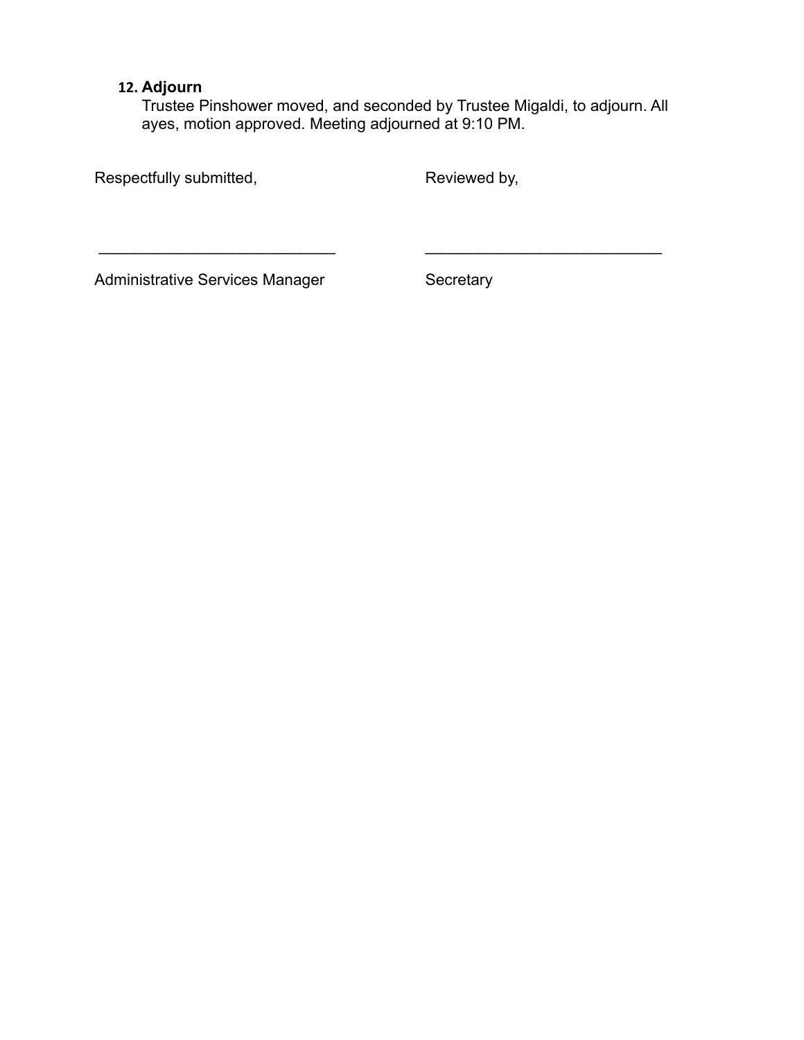**12. Adjourn**

Trustee Pinshower moved, and seconded by Trustee Migaldi, to adjourn. All ayes, motion approved. Meeting adjourned at 9:10 PM.

| | |
|---|---|
| Respectfully submitted, | Reviewed by, |
| ___________________________ | ___________________________ |
| Administrative Services Manager | Secretary |